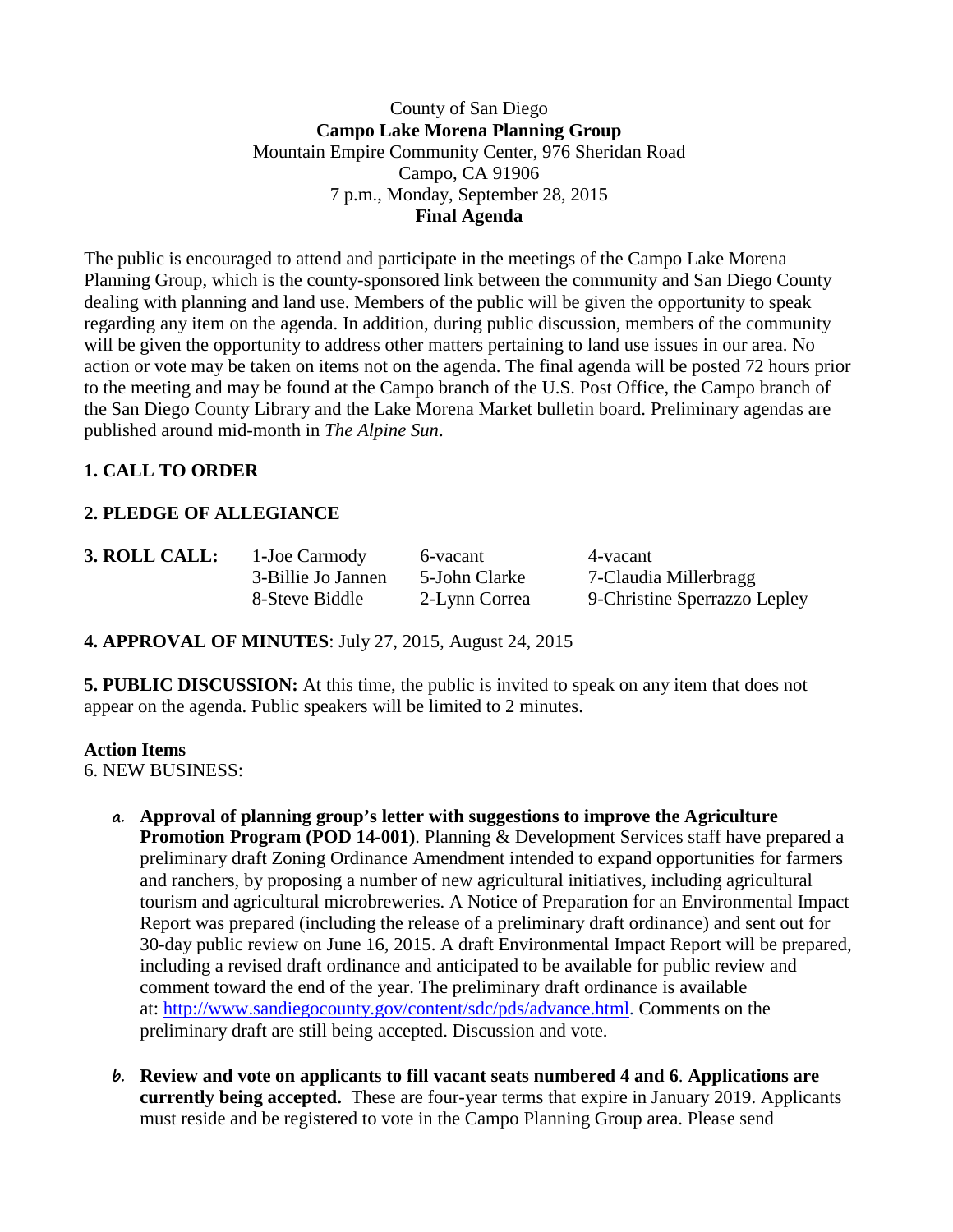County of San Diego

**Campo Lake Morena Planning Group**

Mountain Empire Community Center, 976 Sheridan Road

Campo, CA 91906

7 p.m., Monday, September 28, 2015

**Final Agenda**

The public is encouraged to attend and participate in the meetings of the Campo Lake Morena Planning Group, which is the county-sponsored link between the community and San Diego County dealing with planning and land use. Members of the public will be given the opportunity to speak regarding any item on the agenda. In addition, during public discussion, members of the community will be given the opportunity to address other matters pertaining to land use issues in our area. No action or vote may be taken on items not on the agenda. The final agenda will be posted 72 hours prior to the meeting and may be found at the Campo branch of the U.S. Post Office, the Campo branch of the San Diego County Library and the Lake Morena Market bulletin board. Preliminary agendas are published around mid-month in *The Alpine Sun*.

**1. CALL TO ORDER**

**2. PLEDGE OF ALLEGIANCE**

| | | | |
|---|---|---|---|
| **3. ROLL CALL:** | 1-Joe Carmody | 6-vacant | 4-vacant |
| | 3-Billie Jo Jannen | 5-John Clarke | 7-Claudia Millerbragg |
| | 8-Steve Biddle | 2-Lynn Correa | 9-Christine Sperrazzo Lepley |

**4. APPROVAL OF MINUTES**: July 27, 2015, August 24, 2015

**5. PUBLIC DISCUSSION:** At this time, the public is invited to speak on any item that does not appear on the agenda. Public speakers will be limited to 2 minutes.

**Action Items**

6. NEW BUSINESS:

a. **Approval of planning group's letter with suggestions to improve the Agriculture Promotion Program (POD 14-001)**. Planning & Development Services staff have prepared a preliminary draft Zoning Ordinance Amendment intended to expand opportunities for farmers and ranchers, by proposing a number of new agricultural initiatives, including agricultural tourism and agricultural microbreweries. A Notice of Preparation for an Environmental Impact Report was prepared (including the release of a preliminary draft ordinance) and sent out for 30-day public review on June 16, 2015. A draft Environmental Impact Report will be prepared, including a revised draft ordinance and anticipated to be available for public review and comment toward the end of the year. The preliminary draft ordinance is available at: http://www.sandiegocounty.gov/content/sdc/pds/advance.html. Comments on the preliminary draft are still being accepted. Discussion and vote.

b. **Review and vote on applicants to fill vacant seats numbered 4 and 6**. **Applications are currently being accepted.** These are four-year terms that expire in January 2019. Applicants must reside and be registered to vote in the Campo Planning Group area. Please send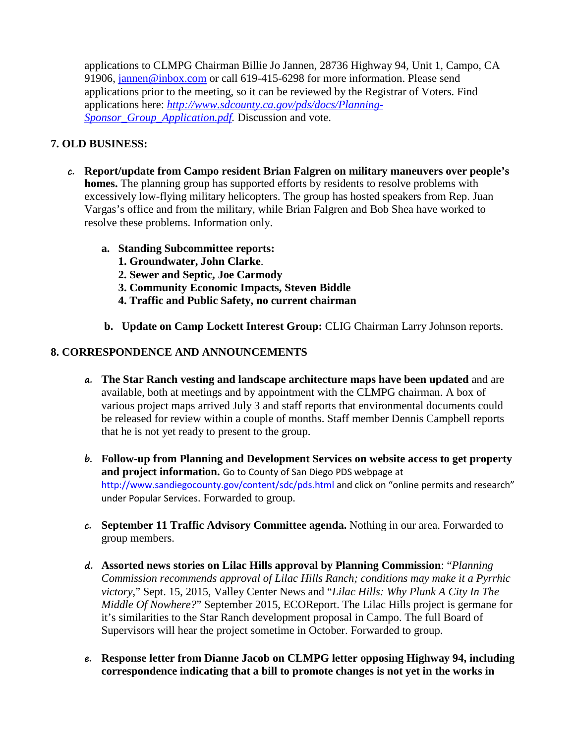applications to CLMPG Chairman Billie Jo Jannen, 28736 Highway 94, Unit 1, Campo, CA 91906, jannen@inbox.com or call 619-415-6298 for more information. Please send applications prior to the meeting, so it can be reviewed by the Registrar of Voters. Find applications here: *http://www.sdcounty.ca.gov/pds/docs/Planning-Sponsor_Group_Application.pdf.* Discussion and vote.

## 7. OLD BUSINESS:

c. **Report/update from Campo resident Brian Falgren on military maneuvers over people's homes.** The planning group has supported efforts by residents to resolve problems with excessively low-flying military helicopters. The group has hosted speakers from Rep. Juan Vargas's office and from the military, while Brian Falgren and Bob Shea have worked to resolve these problems. Information only.

a. **Standing Subcommittee reports:**
   1. **Groundwater, John Clarke**.
   2. **Sewer and Septic, Joe Carmody**
   3. **Community Economic Impacts, Steven Biddle**
   4. **Traffic and Public Safety, no current chairman**

b. **Update on Camp Lockett Interest Group:** CLIG Chairman Larry Johnson reports.

## 8. CORRESPONDENCE AND ANNOUNCEMENTS

a. **The Star Ranch vesting and landscape architecture maps have been updated** and are available, both at meetings and by appointment with the CLMPG chairman. A box of various project maps arrived July 3 and staff reports that environmental documents could be released for review within a couple of months. Staff member Dennis Campbell reports that he is not yet ready to present to the group.

b. **Follow-up from Planning and Development Services on website access to get property and project information.** Go to County of San Diego PDS webpage at http://www.sandiegocounty.gov/content/sdc/pds.html and click on "online permits and research" under Popular Services. Forwarded to group.

c. **September 11 Traffic Advisory Committee agenda.** Nothing in our area. Forwarded to group members.

d. **Assorted news stories on Lilac Hills approval by Planning Commission**: "*Planning Commission recommends approval of Lilac Hills Ranch; conditions may make it a Pyrrhic victory*," Sept. 15, 2015, Valley Center News and "*Lilac Hills: Why Plunk A City In The Middle Of Nowhere?*" September 2015, ECOReport. The Lilac Hills project is germane for it's similarities to the Star Ranch development proposal in Campo. The full Board of Supervisors will hear the project sometime in October. Forwarded to group.

e. **Response letter from Dianne Jacob on CLMPG letter opposing Highway 94, including correspondence indicating that a bill to promote changes is not yet in the works in**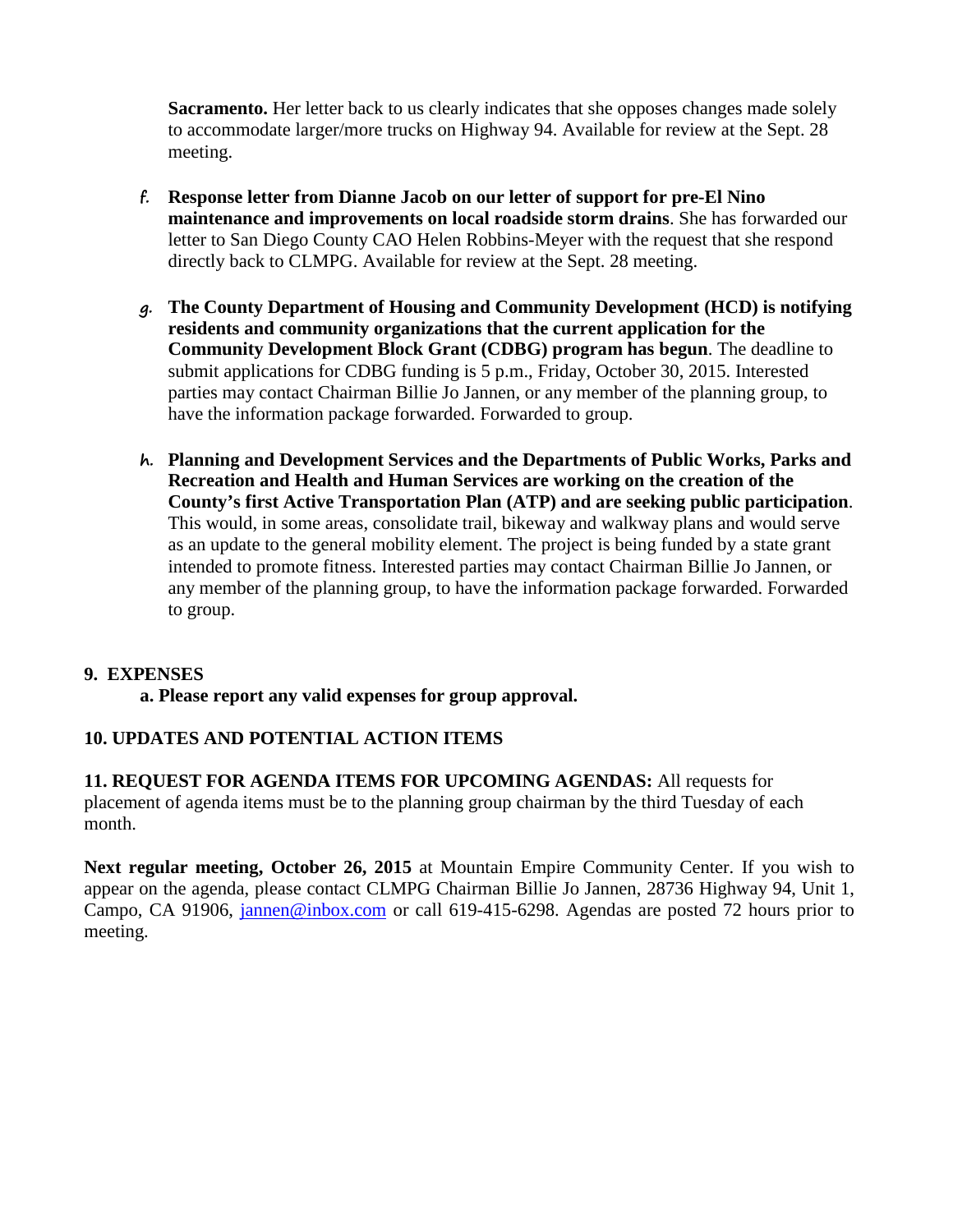**Sacramento.** Her letter back to us clearly indicates that she opposes changes made solely to accommodate larger/more trucks on Highway 94. Available for review at the Sept. 28 meeting.

f. **Response letter from Dianne Jacob on our letter of support for pre-El Nino maintenance and improvements on local roadside storm drains**. She has forwarded our letter to San Diego County CAO Helen Robbins-Meyer with the request that she respond directly back to CLMPG. Available for review at the Sept. 28 meeting.

g. **The County Department of Housing and Community Development (HCD) is notifying residents and community organizations that the current application for the Community Development Block Grant (CDBG) program has begun**. The deadline to submit applications for CDBG funding is 5 p.m., Friday, October 30, 2015. Interested parties may contact Chairman Billie Jo Jannen, or any member of the planning group, to have the information package forwarded. Forwarded to group.

h. **Planning and Development Services and the Departments of Public Works, Parks and Recreation and Health and Human Services are working on the creation of the County's first Active Transportation Plan (ATP) and are seeking public participation**. This would, in some areas, consolidate trail, bikeway and walkway plans and would serve as an update to the general mobility element. The project is being funded by a state grant intended to promote fitness. Interested parties may contact Chairman Billie Jo Jannen, or any member of the planning group, to have the information package forwarded. Forwarded to group.

**9. EXPENSES**

**a. Please report any valid expenses for group approval.**

**10. UPDATES AND POTENTIAL ACTION ITEMS**

**11. REQUEST FOR AGENDA ITEMS FOR UPCOMING AGENDAS:** All requests for placement of agenda items must be to the planning group chairman by the third Tuesday of each month.

**Next regular meeting, October 26, 2015** at Mountain Empire Community Center. If you wish to appear on the agenda, please contact CLMPG Chairman Billie Jo Jannen, 28736 Highway 94, Unit 1, Campo, CA 91906, jannen@inbox.com or call 619-415-6298. Agendas are posted 72 hours prior to meeting.